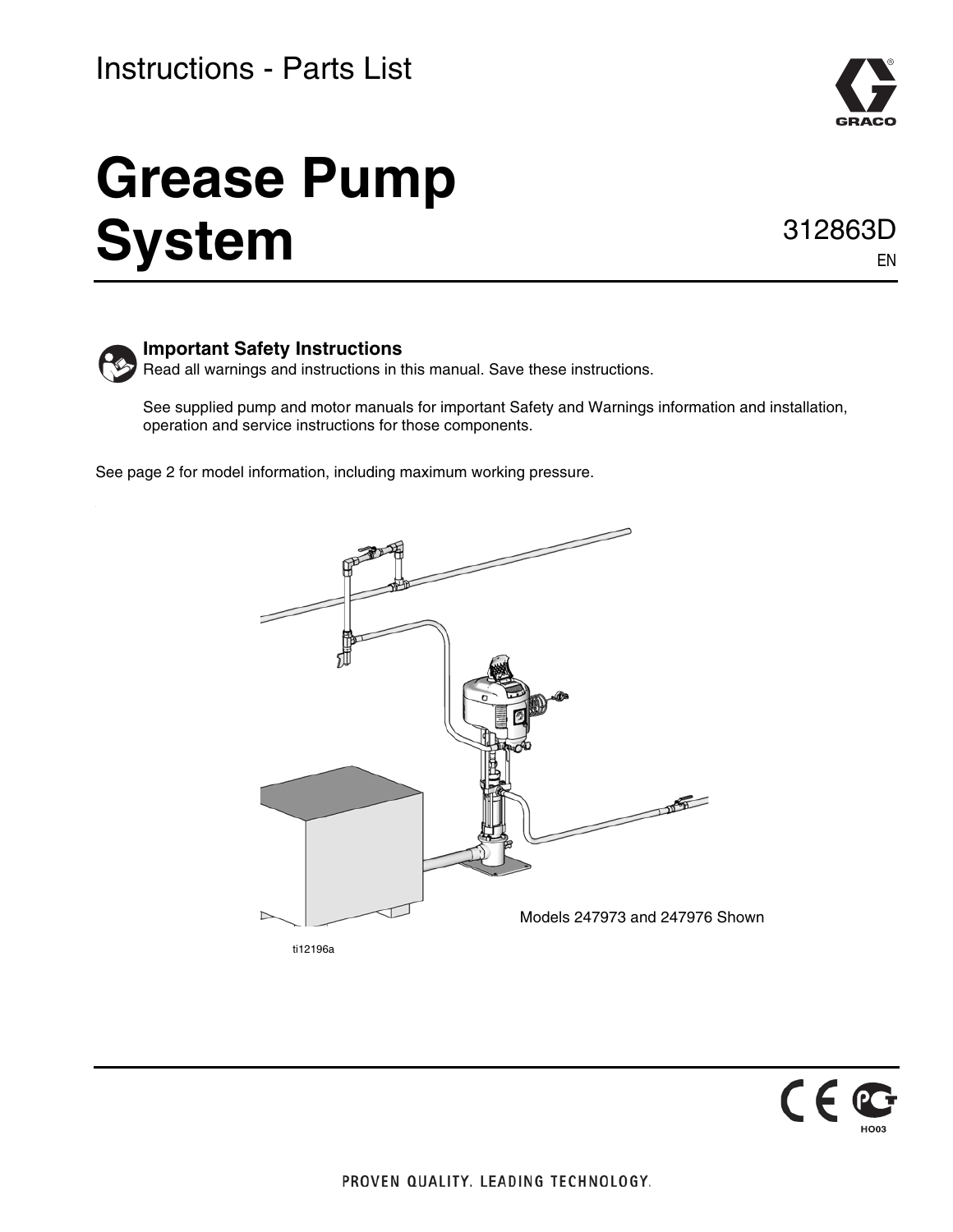Instructions - Parts List

# Grease Pump System

312863D
EN

**Important Safety Instructions**
Read all warnings and instructions in this manual. Save these instructions.

See supplied pump and motor manuals for important Safety and Warnings information and installation, operation and service instructions for those components.

See page 2 for model information, including maximum working pressure.

Models 247973 and 247976 Shown

ti12196a

PROVEN QUALITY. LEADING TECHNOLOGY.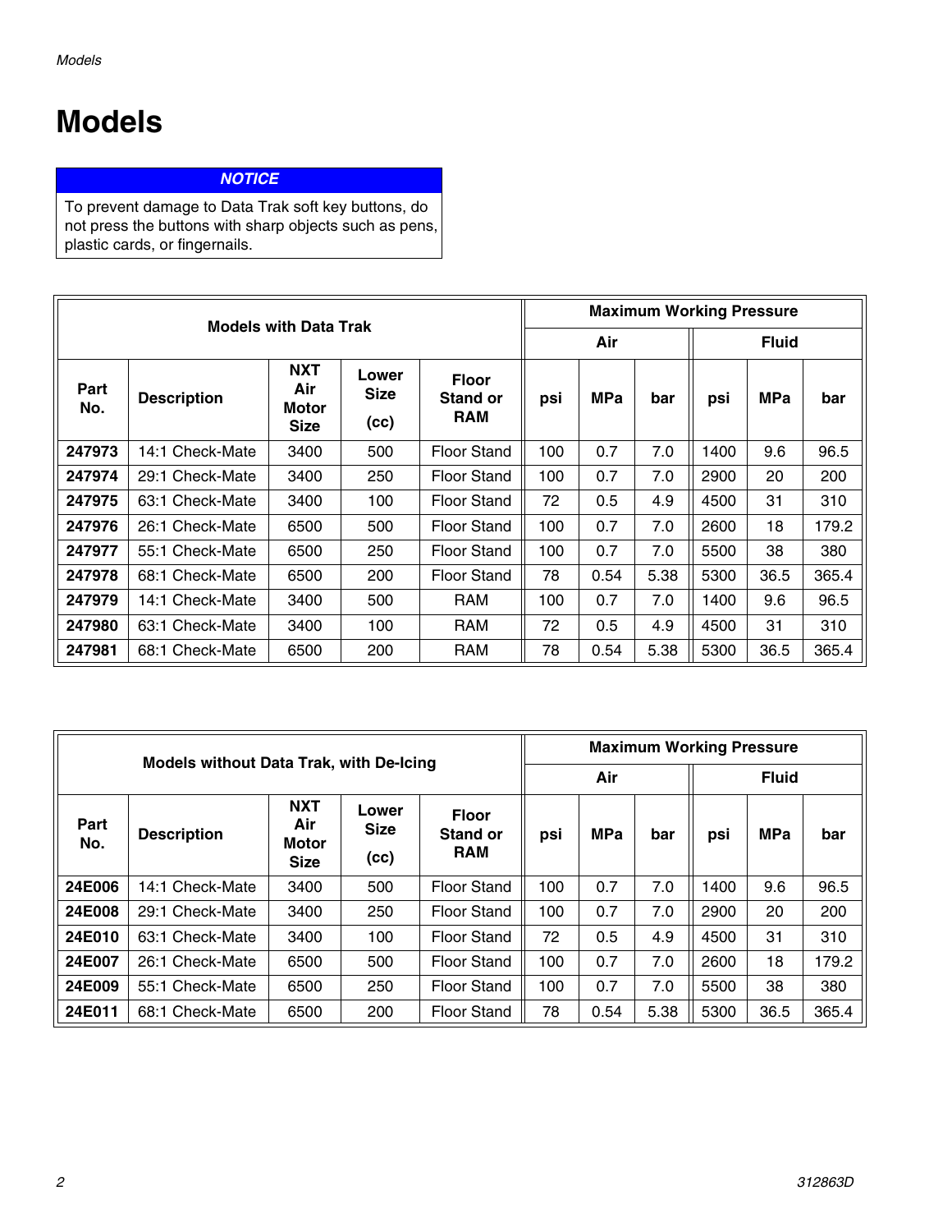# Models

***NOTICE***

To prevent damage to Data Trak soft key buttons, do not press the buttons with sharp objects such as pens, plastic cards, or fingernails.

| Models with Data Trak | | | | | Maximum Working Pressure | | | | | |
|---|---|---|---|---|---|---|---|---|---|---|
| | | | | | Air | | | Fluid | | |
| **Part No.** | **Description** | **NXT Air Motor Size** | **Lower Size (cc)** | **Floor Stand or RAM** | **psi** | **MPa** | **bar** | **psi** | **MPa** | **bar** |
| **247973** | 14:1 Check-Mate | 3400 | 500 | Floor Stand | 100 | 0.7 | 7.0 | 1400 | 9.6 | 96.5 |
| **247974** | 29:1 Check-Mate | 3400 | 250 | Floor Stand | 100 | 0.7 | 7.0 | 2900 | 20 | 200 |
| **247975** | 63:1 Check-Mate | 3400 | 100 | Floor Stand | 72 | 0.5 | 4.9 | 4500 | 31 | 310 |
| **247976** | 26:1 Check-Mate | 6500 | 500 | Floor Stand | 100 | 0.7 | 7.0 | 2600 | 18 | 179.2 |
| **247977** | 55:1 Check-Mate | 6500 | 250 | Floor Stand | 100 | 0.7 | 7.0 | 5500 | 38 | 380 |
| **247978** | 68:1 Check-Mate | 6500 | 200 | Floor Stand | 78 | 0.54 | 5.38 | 5300 | 36.5 | 365.4 |
| **247979** | 14:1 Check-Mate | 3400 | 500 | RAM | 100 | 0.7 | 7.0 | 1400 | 9.6 | 96.5 |
| **247980** | 63:1 Check-Mate | 3400 | 100 | RAM | 72 | 0.5 | 4.9 | 4500 | 31 | 310 |
| **247981** | 68:1 Check-Mate | 6500 | 200 | RAM | 78 | 0.54 | 5.38 | 5300 | 36.5 | 365.4 |

| Models without Data Trak, with De-Icing | | | | | Maximum Working Pressure | | | | | |
|---|---|---|---|---|---|---|---|---|---|---|
| | | | | | Air | | | Fluid | | |
| **Part No.** | **Description** | **NXT Air Motor Size** | **Lower Size (cc)** | **Floor Stand or RAM** | **psi** | **MPa** | **bar** | **psi** | **MPa** | **bar** |
| **24E006** | 14:1 Check-Mate | 3400 | 500 | Floor Stand | 100 | 0.7 | 7.0 | 1400 | 9.6 | 96.5 |
| **24E008** | 29:1 Check-Mate | 3400 | 250 | Floor Stand | 100 | 0.7 | 7.0 | 2900 | 20 | 200 |
| **24E010** | 63:1 Check-Mate | 3400 | 100 | Floor Stand | 72 | 0.5 | 4.9 | 4500 | 31 | 310 |
| **24E007** | 26:1 Check-Mate | 6500 | 500 | Floor Stand | 100 | 0.7 | 7.0 | 2600 | 18 | 179.2 |
| **24E009** | 55:1 Check-Mate | 6500 | 250 | Floor Stand | 100 | 0.7 | 7.0 | 5500 | 38 | 380 |
| **24E011** | 68:1 Check-Mate | 6500 | 200 | Floor Stand | 78 | 0.54 | 5.38 | 5300 | 36.5 | 365.4 |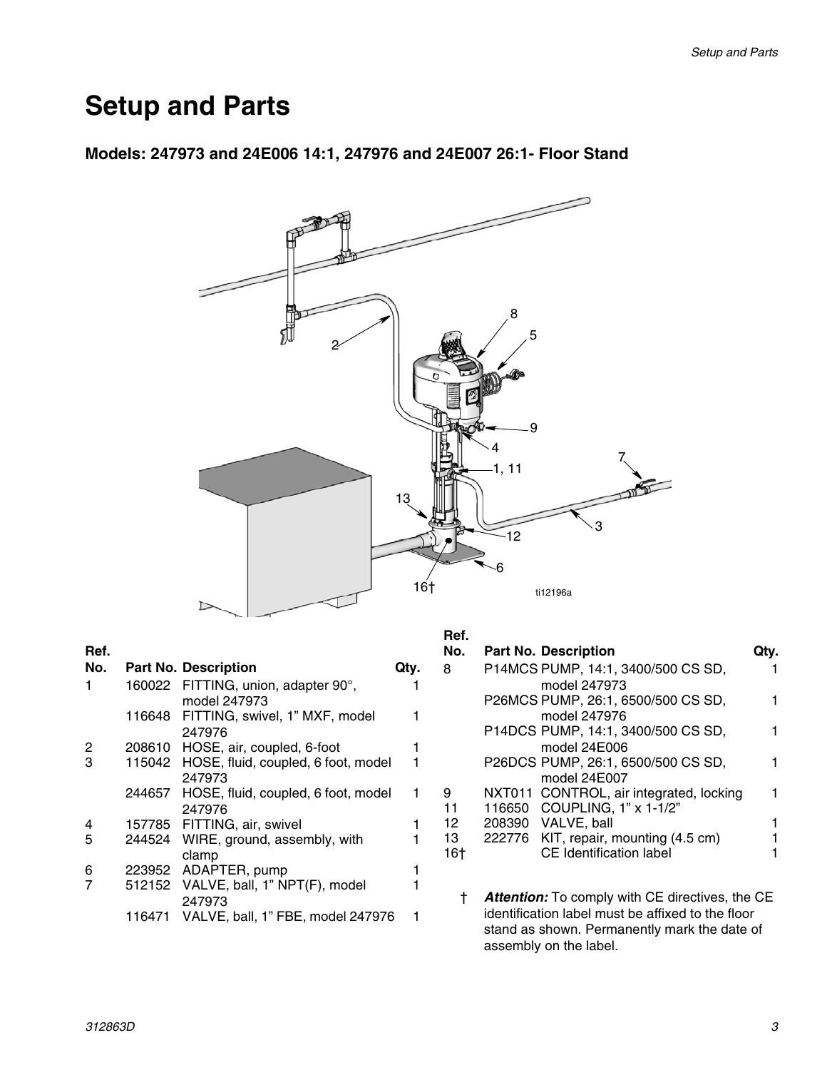# Setup and Parts

## Models: 247973 and 24E006 14:1, 247976 and 24E007 26:1- Floor Stand

2
8
5
9
4
7
1, 11
13
3
12
6
16†
ti12196a

| Ref. No. | Part No. | Description | Qty. |
| --- | --- | --- | --- |
| 1 | 160022 | FITTING, union, adapter 90°, model 247973 | 1 |
| | 116648 | FITTING, swivel, 1” MXF, model 247976 | 1 |
| 2 | 208610 | HOSE, air, coupled, 6-foot | 1 |
| 3 | 115042 | HOSE, fluid, coupled, 6 foot, model 247973 | 1 |
| | 244657 | HOSE, fluid, coupled, 6 foot, model 247976 | 1 |
| 4 | 157785 | FITTING, air, swivel | 1 |
| 5 | 244524 | WIRE, ground, assembly, with clamp | 1 |
| 6 | 223952 | ADAPTER, pump | 1 |
| 7 | 512152 | VALVE, ball, 1” NPT(F), model 247973 | 1 |
| | 116471 | VALVE, ball, 1” FBE, model 247976 | 1 |
| 8 | P14MCS | PUMP, 14:1, 3400/500 CS SD, model 247973 | 1 |
| | P26MCS | PUMP, 26:1, 6500/500 CS SD, model 247976 | 1 |
| | P14DCS | PUMP, 14:1, 3400/500 CS SD, model 24E006 | 1 |
| | P26DCS | PUMP, 26:1, 6500/500 CS SD, model 24E007 | 1 |
| 9 | NXT011 | CONTROL, air integrated, locking | 1 |
| 11 | 116650 | COUPLING, 1” x 1-1/2” | |
| 12 | 208390 | VALVE, ball | 1 |
| 13 | 222776 | KIT, repair, mounting (4.5 cm) | 1 |
| 16† | | CE Identification label | 1 |

† ***Attention:*** To comply with CE directives, the CE identification label must be affixed to the floor stand as shown. Permanently mark the date of assembly on the label.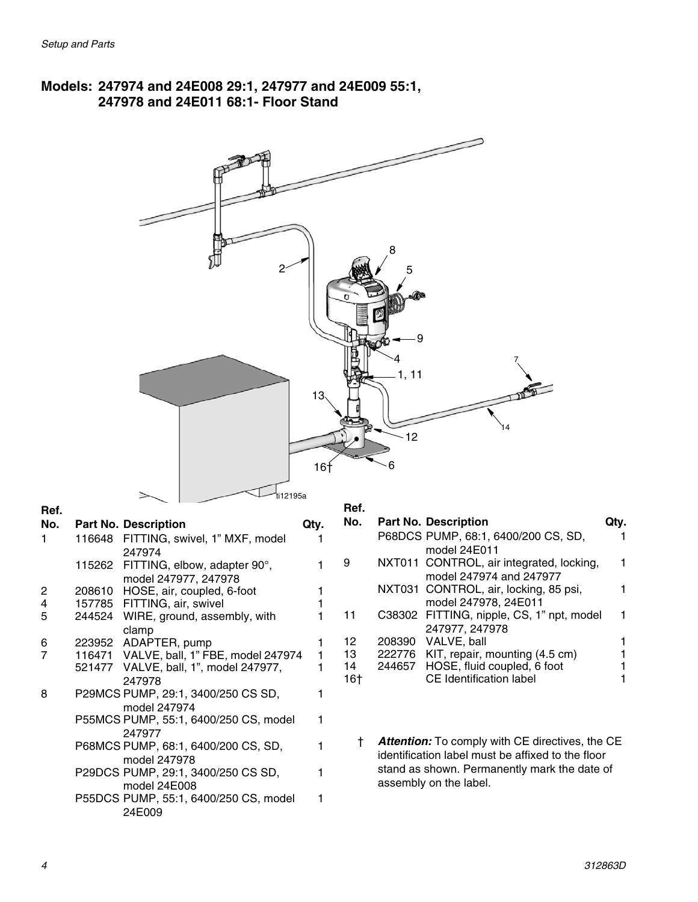## Models: 247974 and 24E008 29:1, 247977 and 24E009 55:1, 247978 and 24E011 68:1- Floor Stand

8
5
2
9
4
7
1, 11
13
14
12
16†
6
ti12195a

| Ref. No. | Part No. | Description | Qty. |
|---|---|---|---|
| 1 | 116648 | FITTING, swivel, 1” MXF, model 247974 | 1 |
| | 115262 | FITTING, elbow, adapter 90°, model 247977, 247978 | 1 |
| 2 | 208610 | HOSE, air, coupled, 6-foot | 1 |
| 4 | 157785 | FITTING, air, swivel | 1 |
| 5 | 244524 | WIRE, ground, assembly, with clamp | 1 |
| 6 | 223952 | ADAPTER, pump | 1 |
| 7 | 116471 | VALVE, ball, 1” FBE, model 247974 | 1 |
| | 521477 | VALVE, ball, 1”, model 247977, 247978 | 1 |
| 8 | P29MCS | PUMP, 29:1, 3400/250 CS SD, model 247974 | 1 |
| | P55MCS | PUMP, 55:1, 6400/250 CS, model 247977 | 1 |
| | P68MCS | PUMP, 68:1, 6400/200 CS, SD, model 247978 | 1 |
| | P29DCS | PUMP, 29:1, 3400/250 CS SD, model 24E008 | 1 |
| | P55DCS | PUMP, 55:1, 6400/250 CS, model 24E009 | 1 |
| | P68DCS | PUMP, 68:1, 6400/200 CS, SD, model 24E011 | 1 |
| 9 | NXT011 | CONTROL, air integrated, locking, model 247974 and 247977 | 1 |
| | NXT031 | CONTROL, air, locking, 85 psi, model 247978, 24E011 | 1 |
| 11 | C38302 | FITTING, nipple, CS, 1” npt, model 247977, 247978 | 1 |
| 12 | 208390 | VALVE, ball | 1 |
| 13 | 222776 | KIT, repair, mounting (4.5 cm) | 1 |
| 14 | 244657 | HOSE, fluid coupled, 6 foot | 1 |
| 16† | | CE Identification label | 1 |

† ***Attention:*** To comply with CE directives, the CE identification label must be affixed to the floor stand as shown. Permanently mark the date of assembly on the label.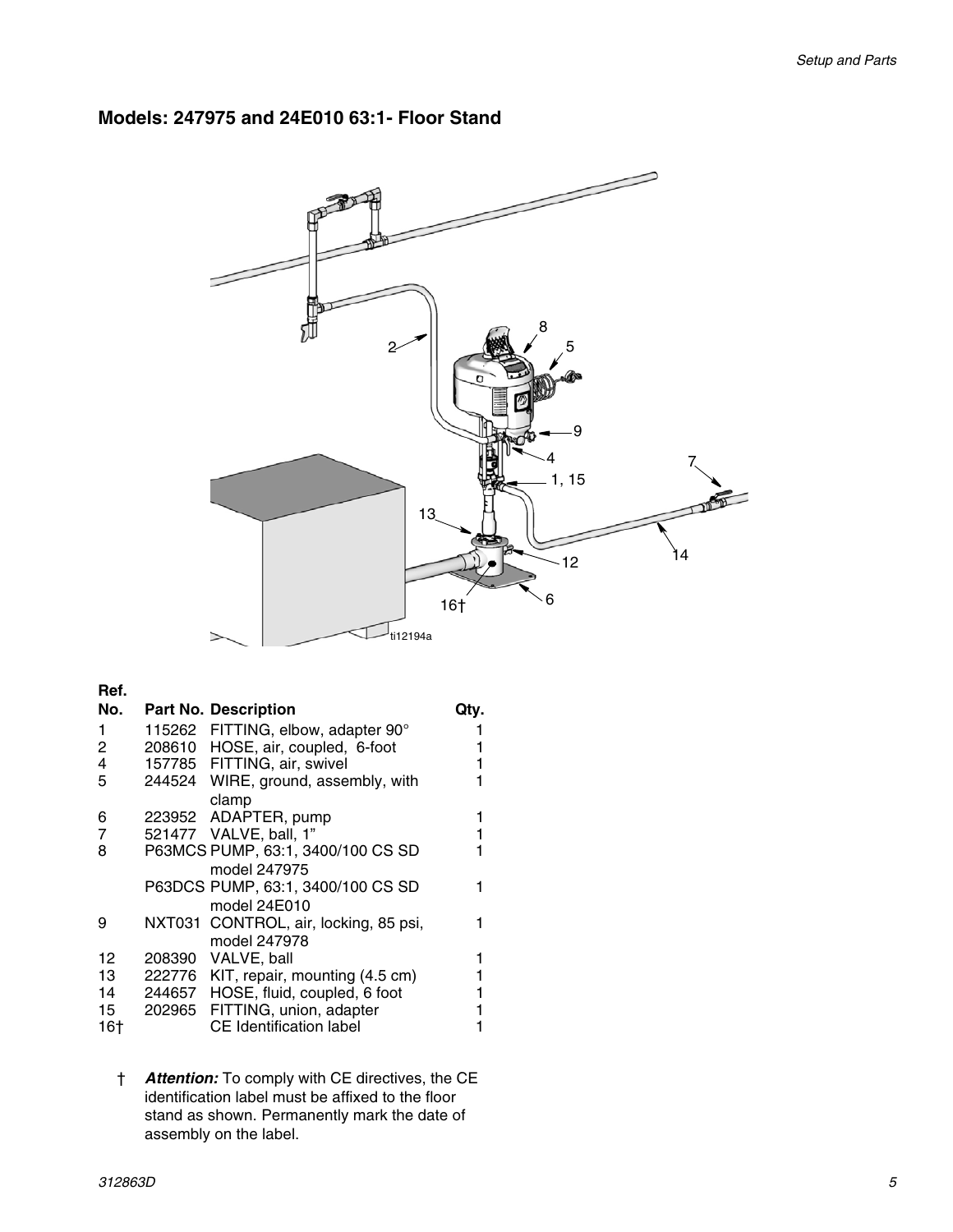## Models: 247975 and 24E010 63:1- Floor Stand

8
2
5
9
4
7
1, 15
13
14
12
16†
6
ti12194a

| Ref. No. | Part No. | Description | Qty. |
|---|---|---|---|
| 1 | 115262 | FITTING, elbow, adapter 90° | 1 |
| 2 | 208610 | HOSE, air, coupled, 6-foot | 1 |
| 4 | 157785 | FITTING, air, swivel | 1 |
| 5 | 244524 | WIRE, ground, assembly, with clamp | 1 |
| 6 | 223952 | ADAPTER, pump | 1 |
| 7 | 521477 | VALVE, ball, 1” | 1 |
| 8 | P63MCS | PUMP, 63:1, 3400/100 CS SD model 247975 | 1 |
| | P63DCS | PUMP, 63:1, 3400/100 CS SD model 24E010 | 1 |
| 9 | NXT031 | CONTROL, air, locking, 85 psi, model 247978 | 1 |
| 12 | 208390 | VALVE, ball | 1 |
| 13 | 222776 | KIT, repair, mounting (4.5 cm) | 1 |
| 14 | 244657 | HOSE, fluid, coupled, 6 foot | 1 |
| 15 | 202965 | FITTING, union, adapter | 1 |
| 16† | | CE Identification label | 1 |

† ***Attention:*** To comply with CE directives, the CE identification label must be affixed to the floor stand as shown. Permanently mark the date of assembly on the label.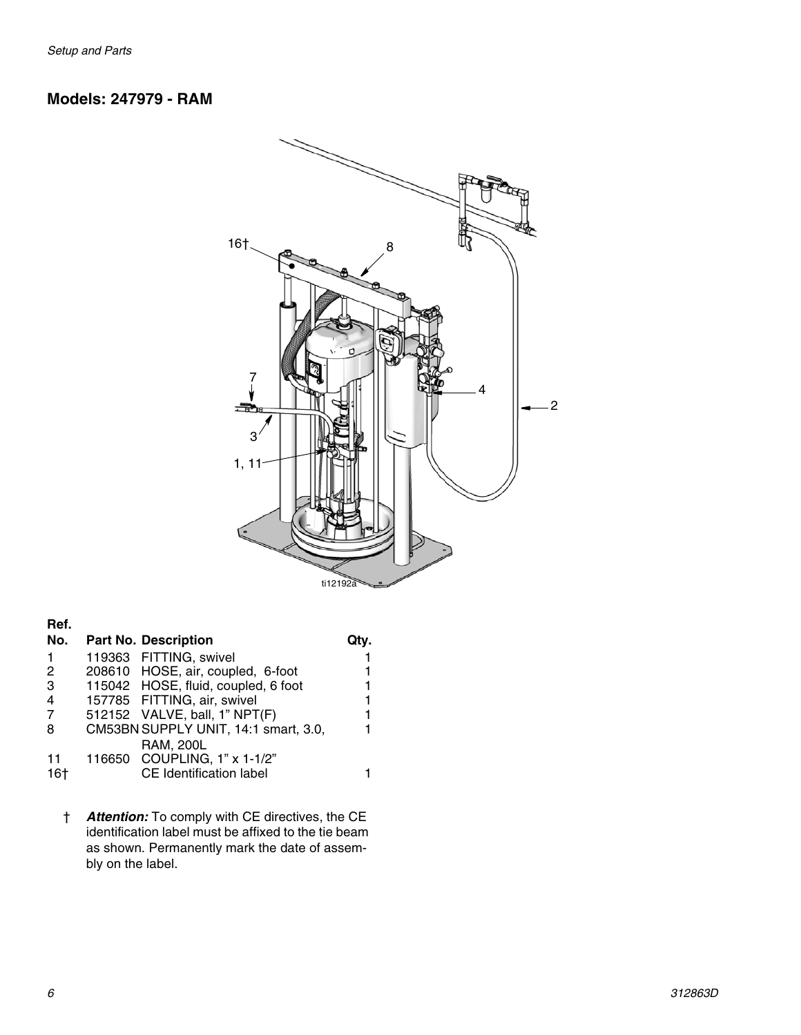## Models: 247979 - RAM

16†

8

7

4

2

3

1, 11

ti12192a

| Ref. No. | Part No. | Description | Qty. |
|---|---|---|---|
| 1 | 119363 | FITTING, swivel | 1 |
| 2 | 208610 | HOSE, air, coupled, 6-foot | 1 |
| 3 | 115042 | HOSE, fluid, coupled, 6 foot | 1 |
| 4 | 157785 | FITTING, air, swivel | 1 |
| 7 | 512152 | VALVE, ball, 1" NPT(F) | 1 |
| 8 | CM53BN | SUPPLY UNIT, 14:1 smart, 3.0, RAM, 200L | 1 |
| 11 | 116650 | COUPLING, 1" x 1-1/2" | |
| 16† | | CE Identification label | 1 |

† ***Attention:*** To comply with CE directives, the CE identification label must be affixed to the tie beam as shown. Permanently mark the date of assembly on the label.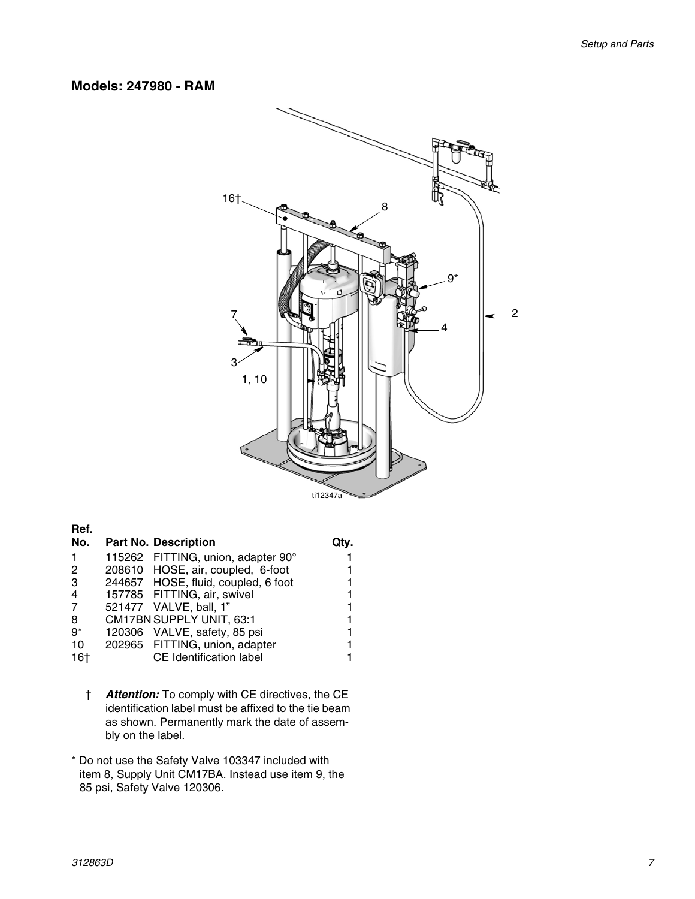## Models: 247980 - RAM

16†

8

9*

7

2

4

3

1, 10

ti12347a

| Ref. No. | Part No. | Description | Qty. |
|---|---|---|---|
| 1 | 115262 | FITTING, union, adapter 90° | 1 |
| 2 | 208610 | HOSE, air, coupled, 6-foot | 1 |
| 3 | 244657 | HOSE, fluid, coupled, 6 foot | 1 |
| 4 | 157785 | FITTING, air, swivel | 1 |
| 7 | 521477 | VALVE, ball, 1” | 1 |
| 8 | CM17BN | SUPPLY UNIT, 63:1 | 1 |
| 9* | 120306 | VALVE, safety, 85 psi | 1 |
| 10 | 202965 | FITTING, union, adapter | 1 |
| 16† | | CE Identification label | 1 |

† ***Attention:*** To comply with CE directives, the CE identification label must be affixed to the tie beam as shown. Permanently mark the date of assembly on the label.

* Do not use the Safety Valve 103347 included with item 8, Supply Unit CM17BA. Instead use item 9, the 85 psi, Safety Valve 120306.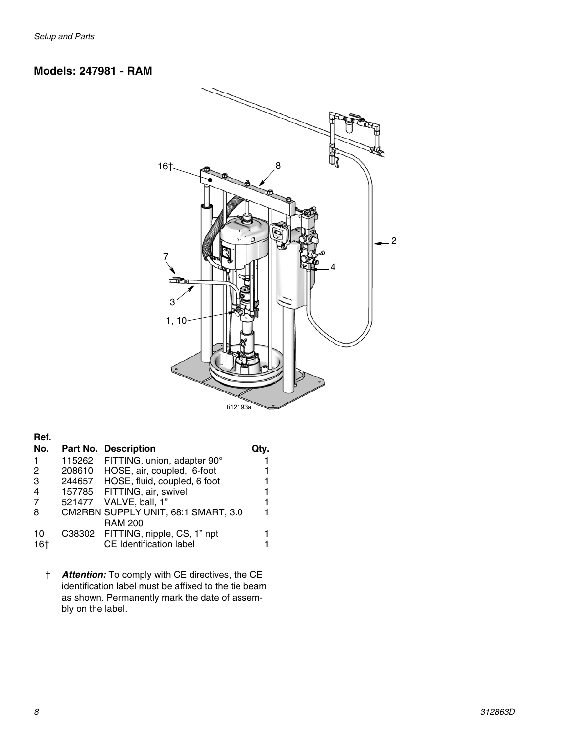## Models: 247981 - RAM

16†
8
2
7
4
3
1, 10
ti12193a

| Ref. No. | Part No. | Description | Qty. |
|---|---|---|---|
| 1 | 115262 | FITTING, union, adapter 90° | 1 |
| 2 | 208610 | HOSE, air, coupled, 6-foot | 1 |
| 3 | 244657 | HOSE, fluid, coupled, 6 foot | 1 |
| 4 | 157785 | FITTING, air, swivel | 1 |
| 7 | 521477 | VALVE, ball, 1” | 1 |
| 8 | CM2RBN | SUPPLY UNIT, 68:1 SMART, 3.0 RAM 200 | 1 |
| 10 | C38302 | FITTING, nipple, CS, 1” npt | 1 |
| 16† | | CE Identification label | 1 |

† ***Attention:*** To comply with CE directives, the CE identification label must be affixed to the tie beam as shown. Permanently mark the date of assembly on the label.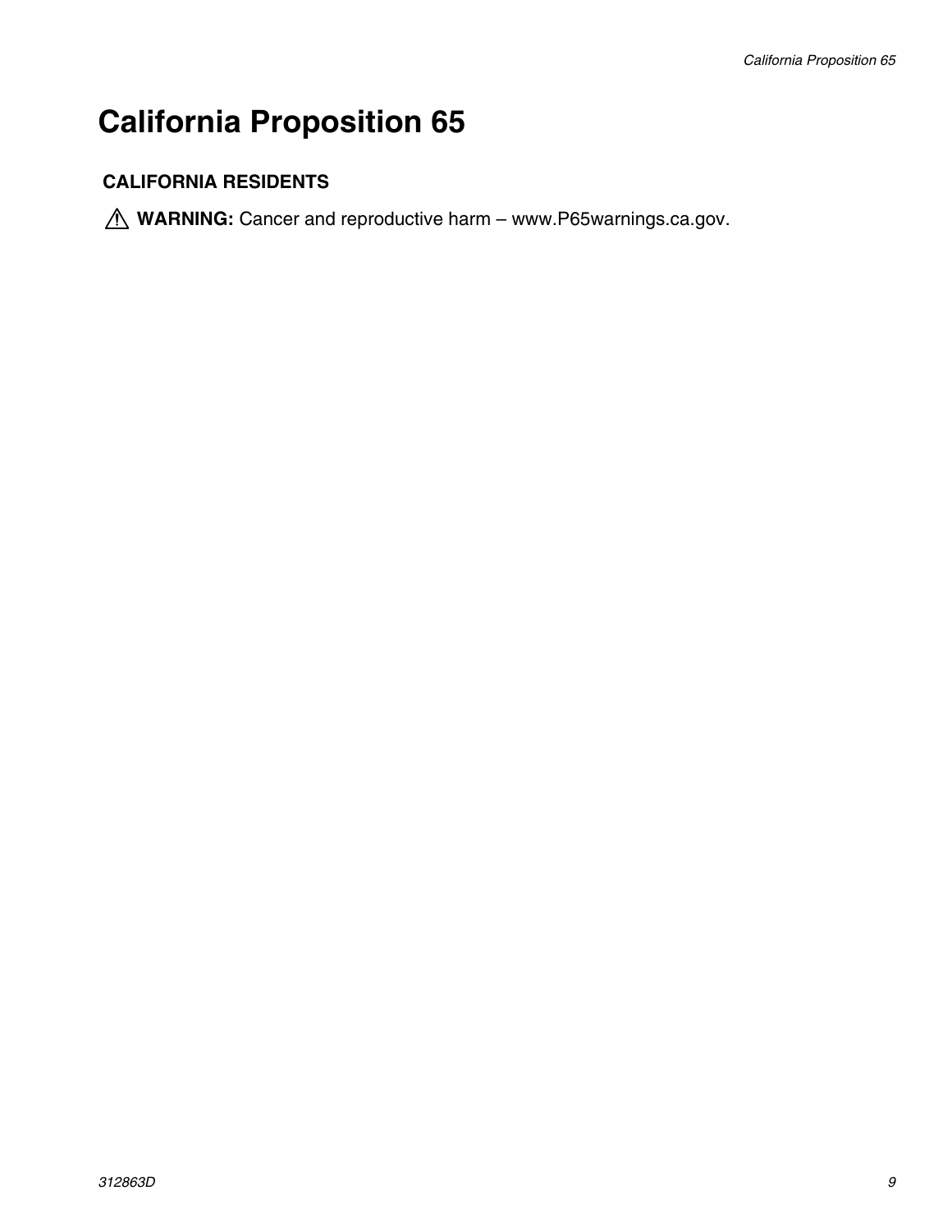# California Proposition 65

**CALIFORNIA RESIDENTS**

⚠ **WARNING:** Cancer and reproductive harm – www.P65warnings.ca.gov.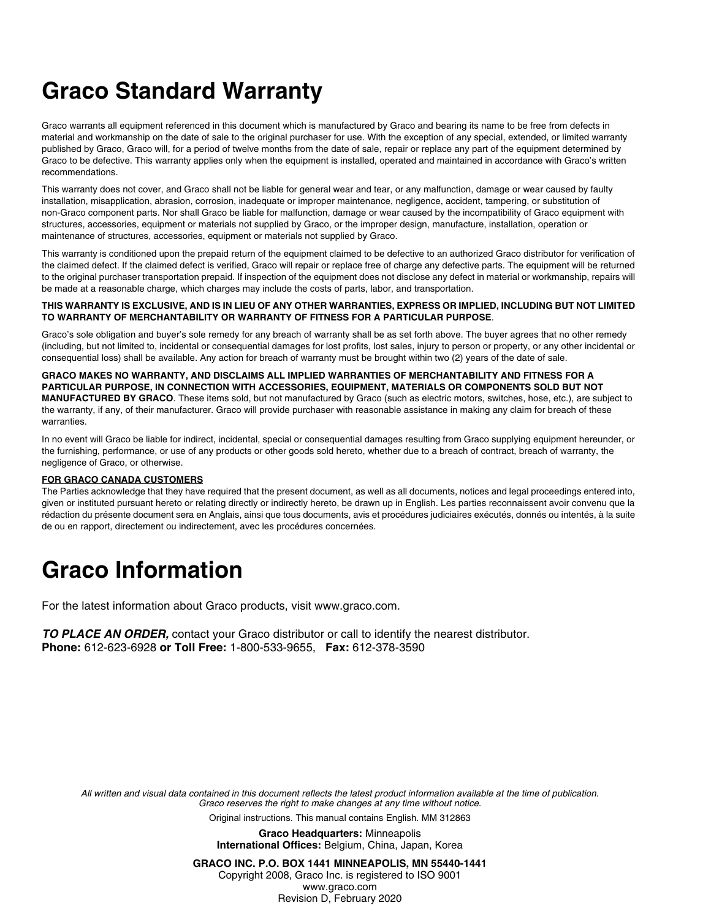# Graco Standard Warranty

Graco warrants all equipment referenced in this document which is manufactured by Graco and bearing its name to be free from defects in material and workmanship on the date of sale to the original purchaser for use. With the exception of any special, extended, or limited warranty published by Graco, Graco will, for a period of twelve months from the date of sale, repair or replace any part of the equipment determined by Graco to be defective. This warranty applies only when the equipment is installed, operated and maintained in accordance with Graco's written recommendations.

This warranty does not cover, and Graco shall not be liable for general wear and tear, or any malfunction, damage or wear caused by faulty installation, misapplication, abrasion, corrosion, inadequate or improper maintenance, negligence, accident, tampering, or substitution of non-Graco component parts. Nor shall Graco be liable for malfunction, damage or wear caused by the incompatibility of Graco equipment with structures, accessories, equipment or materials not supplied by Graco, or the improper design, manufacture, installation, operation or maintenance of structures, accessories, equipment or materials not supplied by Graco.

This warranty is conditioned upon the prepaid return of the equipment claimed to be defective to an authorized Graco distributor for verification of the claimed defect. If the claimed defect is verified, Graco will repair or replace free of charge any defective parts. The equipment will be returned to the original purchaser transportation prepaid. If inspection of the equipment does not disclose any defect in material or workmanship, repairs will be made at a reasonable charge, which charges may include the costs of parts, labor, and transportation.

**THIS WARRANTY IS EXCLUSIVE, AND IS IN LIEU OF ANY OTHER WARRANTIES, EXPRESS OR IMPLIED, INCLUDING BUT NOT LIMITED TO WARRANTY OF MERCHANTABILITY OR WARRANTY OF FITNESS FOR A PARTICULAR PURPOSE**.

Graco's sole obligation and buyer's sole remedy for any breach of warranty shall be as set forth above. The buyer agrees that no other remedy (including, but not limited to, incidental or consequential damages for lost profits, lost sales, injury to person or property, or any other incidental or consequential loss) shall be available. Any action for breach of warranty must be brought within two (2) years of the date of sale.

**GRACO MAKES NO WARRANTY, AND DISCLAIMS ALL IMPLIED WARRANTIES OF MERCHANTABILITY AND FITNESS FOR A PARTICULAR PURPOSE, IN CONNECTION WITH ACCESSORIES, EQUIPMENT, MATERIALS OR COMPONENTS SOLD BUT NOT MANUFACTURED BY GRACO**. These items sold, but not manufactured by Graco (such as electric motors, switches, hose, etc.), are subject to the warranty, if any, of their manufacturer. Graco will provide purchaser with reasonable assistance in making any claim for breach of these warranties.

In no event will Graco be liable for indirect, incidental, special or consequential damages resulting from Graco supplying equipment hereunder, or the furnishing, performance, or use of any products or other goods sold hereto, whether due to a breach of contract, breach of warranty, the negligence of Graco, or otherwise.

**FOR GRACO CANADA CUSTOMERS**

The Parties acknowledge that they have required that the present document, as well as all documents, notices and legal proceedings entered into, given or instituted pursuant hereto or relating directly or indirectly hereto, be drawn up in English. Les parties reconnaissent avoir convenu que la rédaction du présente document sera en Anglais, ainsi que tous documents, avis et procédures judiciaires exécutés, donnés ou intentés, à la suite de ou en rapport, directement ou indirectement, avec les procédures concernées.

# Graco Information

For the latest information about Graco products, visit www.graco.com.

***TO PLACE AN ORDER,*** contact your Graco distributor or call to identify the nearest distributor.
**Phone:** 612-623-6928 **or Toll Free:** 1-800-533-9655, **Fax:** 612-378-3590

*All written and visual data contained in this document reflects the latest product information available at the time of publication. Graco reserves the right to make changes at any time without notice.*

Original instructions. This manual contains English. MM 312863

**Graco Headquarters:** Minneapolis
**International Offices:** Belgium, China, Japan, Korea

**GRACO INC. P.O. BOX 1441 MINNEAPOLIS, MN 55440-1441**
Copyright 2008, Graco Inc. is registered to ISO 9001
www.graco.com
Revision D, February 2020